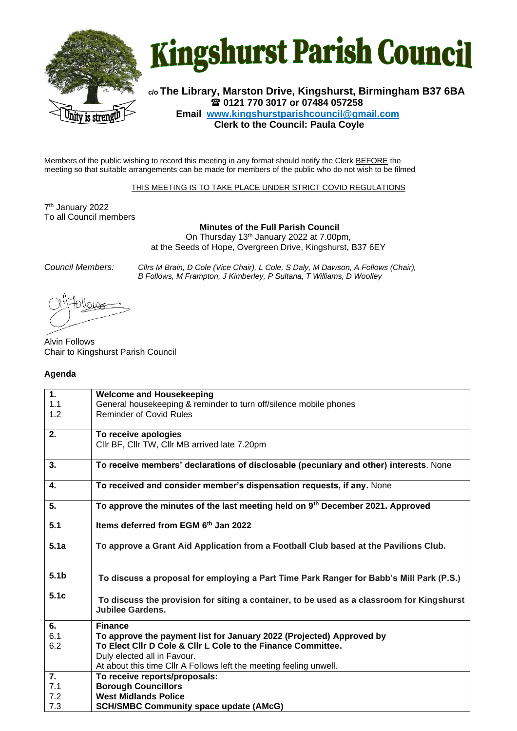# Kingshurst Parish Council

**c/o The Library, Marston Drive, Kingshurst, Birmingham B37 6BA**
**☎ 0121 770 3017 or 07484 057258**
**Email [www.kingshurstparishcouncil@gmail.com](www.kingshurstparishcouncil@gmail.com)**
**Clerk to the Council: Paula Coyle**

Members of the public wishing to record this meeting in any format should notify the Clerk BEFORE the meeting so that suitable arrangements can be made for members of the public who do not wish to be filmed

THIS MEETING IS TO TAKE PLACE UNDER STRICT COVID REGULATIONS

7th January 2022
To all Council members

**Minutes of the Full Parish Council**
On Thursday 13th January 2022 at 7.00pm,
at the Seeds of Hope, Overgreen Drive, Kingshurst, B37 6EY

*Council Members:* *Cllrs M Brain, D Cole (Vice Chair), L Cole, S Daly, M Dawson, A Follows (Chair), B Follows, M Frampton, J Kimberley, P Sultana, T Williams, D Woolley*

Alvin Follows
Chair to Kingshurst Parish Council

**Agenda**

| | |
|---|---|
| **1.** | **Welcome and Housekeeping** |
| 1.1 | General housekeeping & reminder to turn off/silence mobile phones |
| 1.2 | Reminder of Covid Rules |
| **2.** | **To receive apologies**<br>Cllr BF, Cllr TW, Cllr MB arrived late 7.20pm |
| **3.** | **To receive members' declarations of disclosable (pecuniary and other) interests**. None |
| **4.** | **To received and consider member's dispensation requests, if any.** None |
| **5.** | **To approve the minutes of the last meeting held on 9th December 2021. Approved** |
| **5.1** | **Items deferred from EGM 6th Jan 2022** |
| **5.1a** | **To approve a Grant Aid Application from a Football Club based at the Pavilions Club.** |
| **5.1b** | **To discuss a proposal for employing a Part Time Park Ranger for Babb's Mill Park (P.S.)** |
| **5.1c** | **To discuss the provision for siting a container, to be used as a classroom for Kingshurst Jubilee Gardens.** |
| **6.** | **Finance** |
| 6.1 | **To approve the payment list for January 2022 (Projected) Approved by** |
| 6.2 | **To Elect Cllr D Cole & Cllr L Cole to the Finance Committee.**<br>Duly elected all in Favour.<br>At about this time Cllr A Follows left the meeting feeling unwell. |
| **7.** | **To receive reports/proposals:** |
| 7.1 | **Borough Councillors** |
| 7.2 | **West Midlands Police** |
| 7.3 | **SCH/SMBC Community space update (AMcG)** |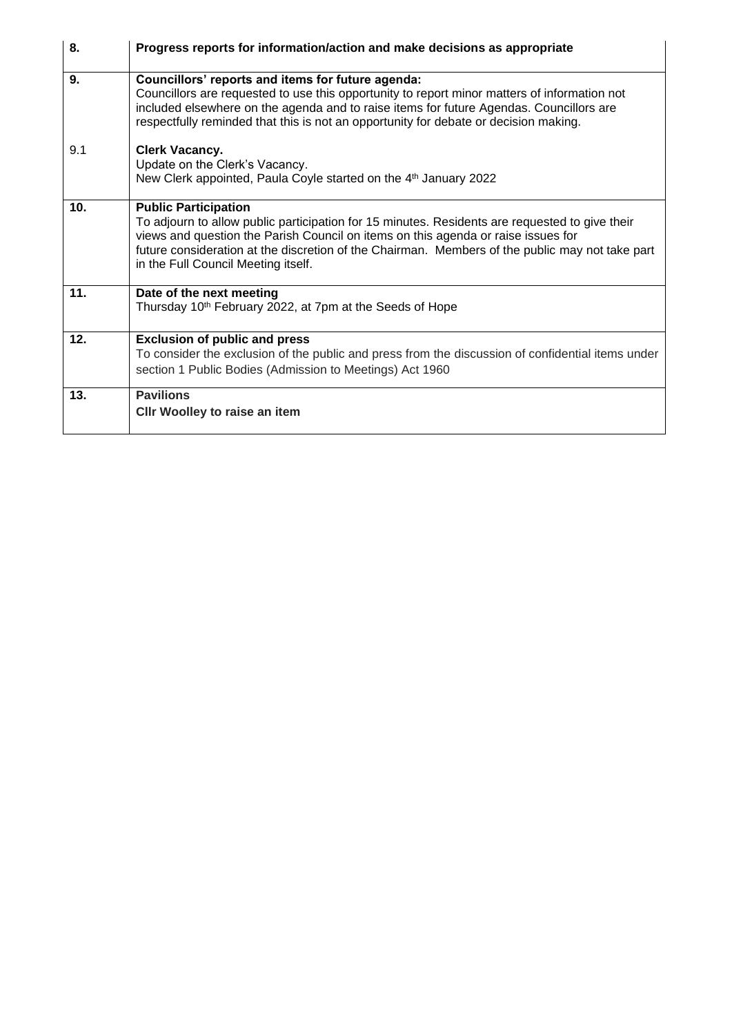| | |
|---|---|
| **8.** | **Progress reports for information/action and make decisions as appropriate** |
| **9.** | **Councillors' reports and items for future agenda:**<br>Councillors are requested to use this opportunity to report minor matters of information not included elsewhere on the agenda and to raise items for future Agendas. Councillors are respectfully reminded that this is not an opportunity for debate or decision making. |
| 9.1 | **Clerk Vacancy.**<br>Update on the Clerk's Vacancy.<br>New Clerk appointed, Paula Coyle started on the 4th January 2022 |
| **10.** | **Public Participation**<br>To adjourn to allow public participation for 15 minutes. Residents are requested to give their views and question the Parish Council on items on this agenda or raise issues for future consideration at the discretion of the Chairman. Members of the public may not take part in the Full Council Meeting itself. |
| **11.** | **Date of the next meeting**<br>Thursday 10th February 2022, at 7pm at the Seeds of Hope |
| **12.** | **Exclusion of public and press**<br>To consider the exclusion of the public and press from the discussion of confidential items under section 1 Public Bodies (Admission to Meetings) Act 1960 |
| **13.** | **Pavilions**<br>**Cllr Woolley to raise an item** |